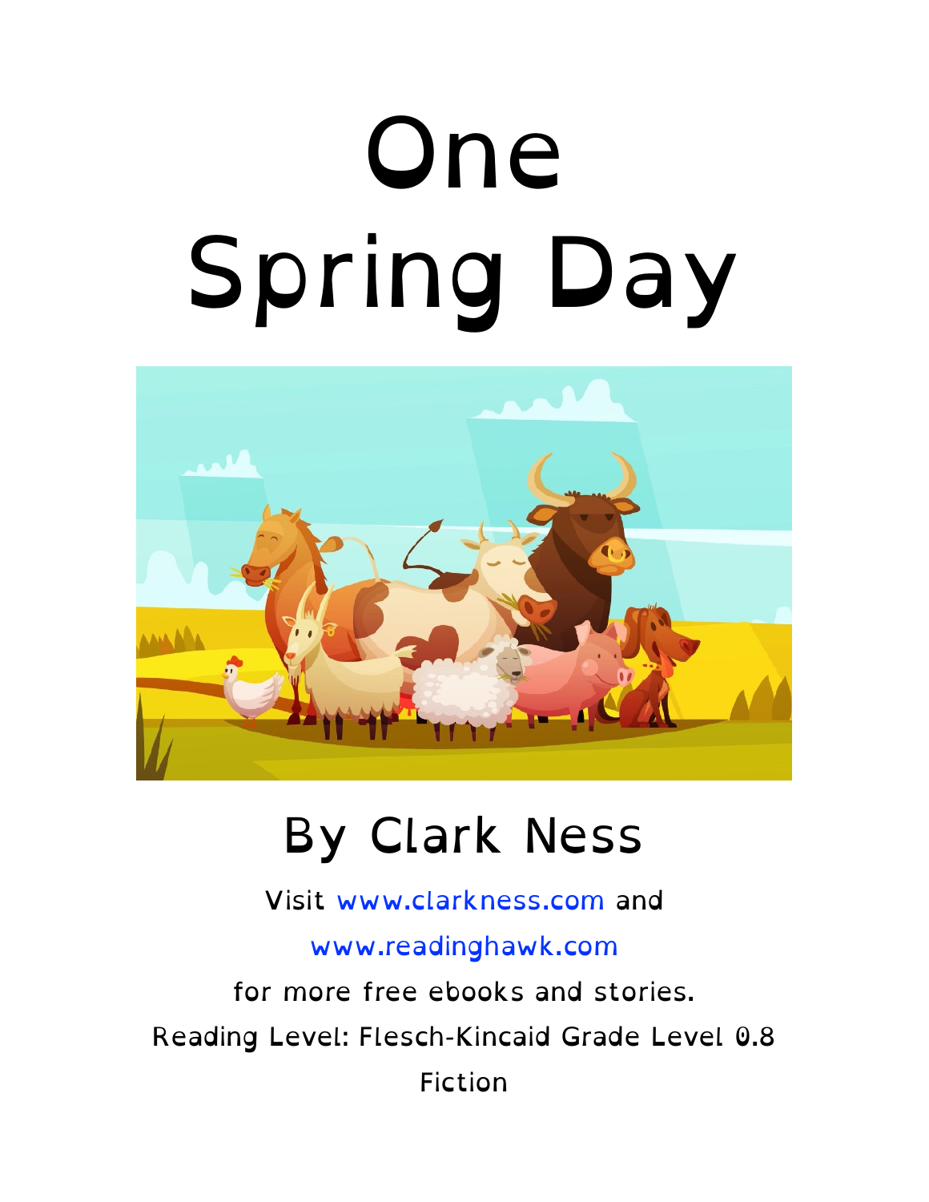# One Spring Day

## By Clark Ness

Visit www.clarkness.com and

www.readinghawk.com

for more free ebooks and stories.

Reading Level: Flesch-Kincaid Grade Level 0.8

Fiction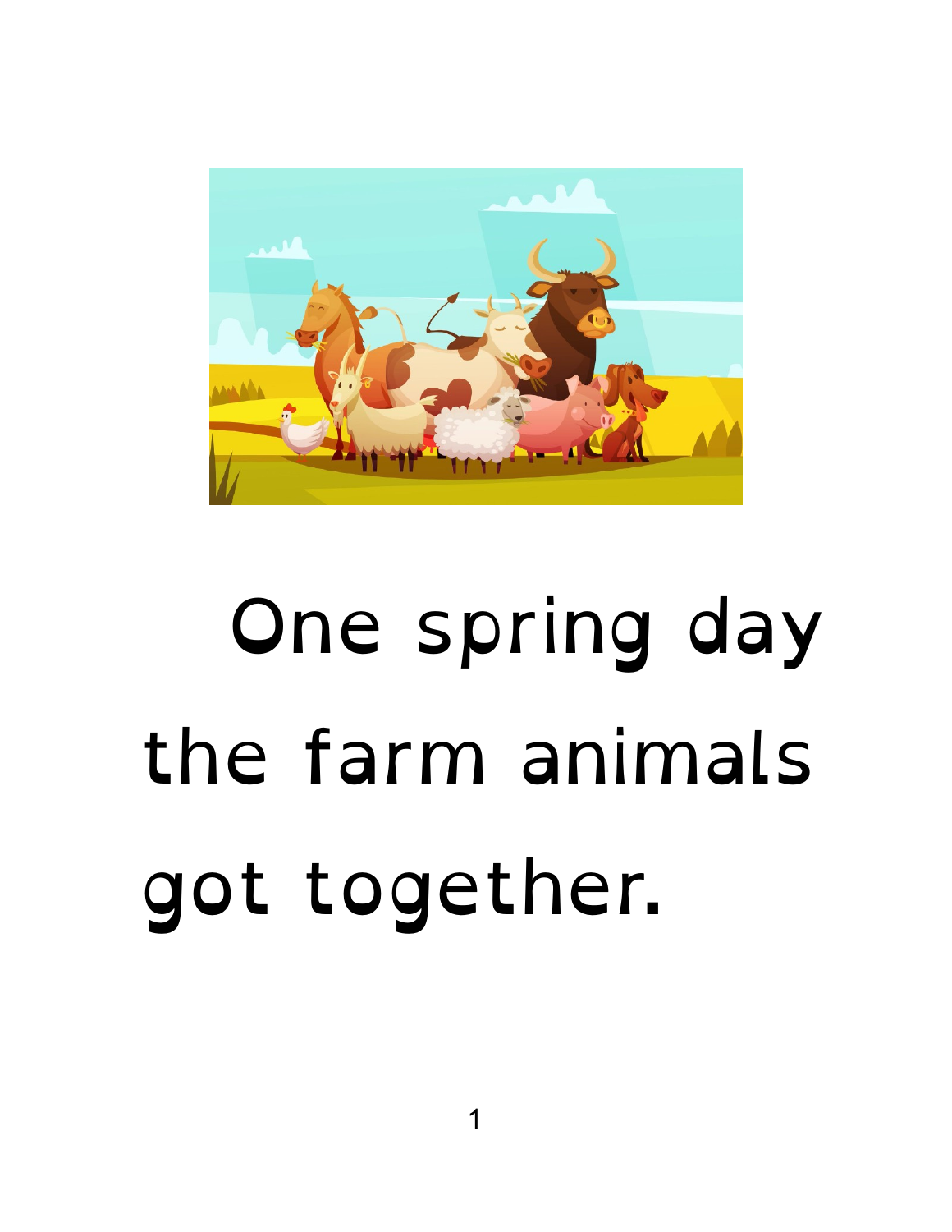One spring day the farm animals got together.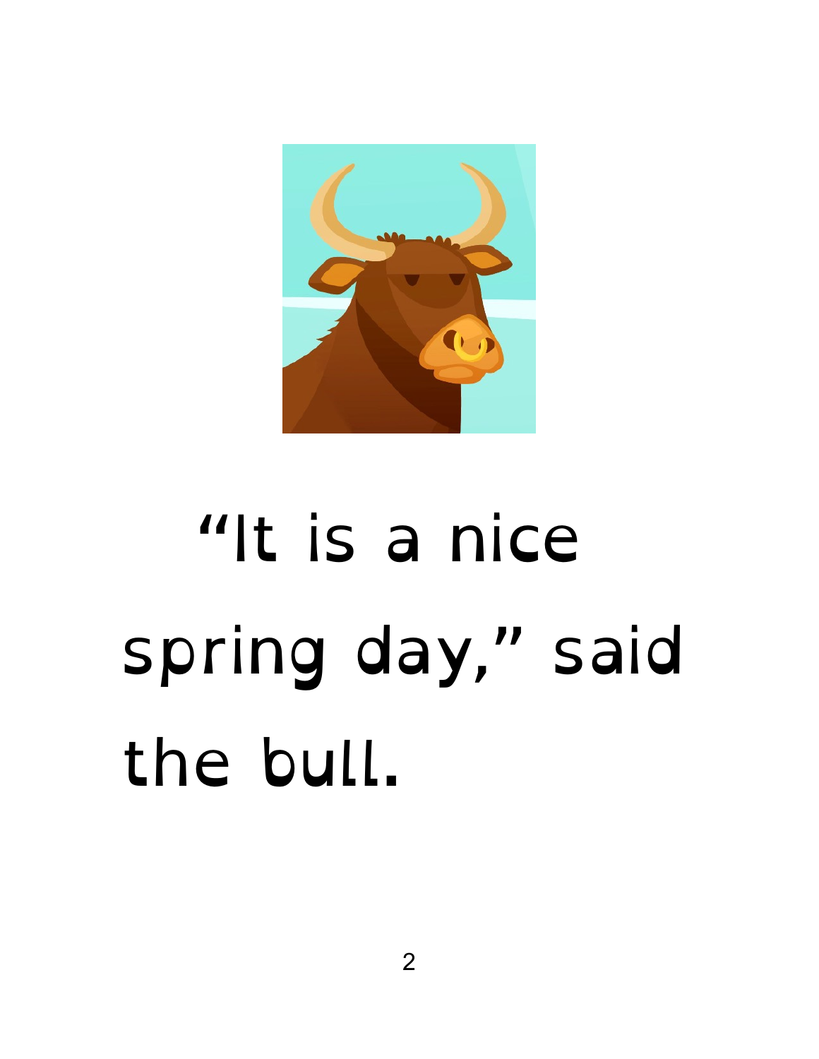"It is a nice spring day," said the bull.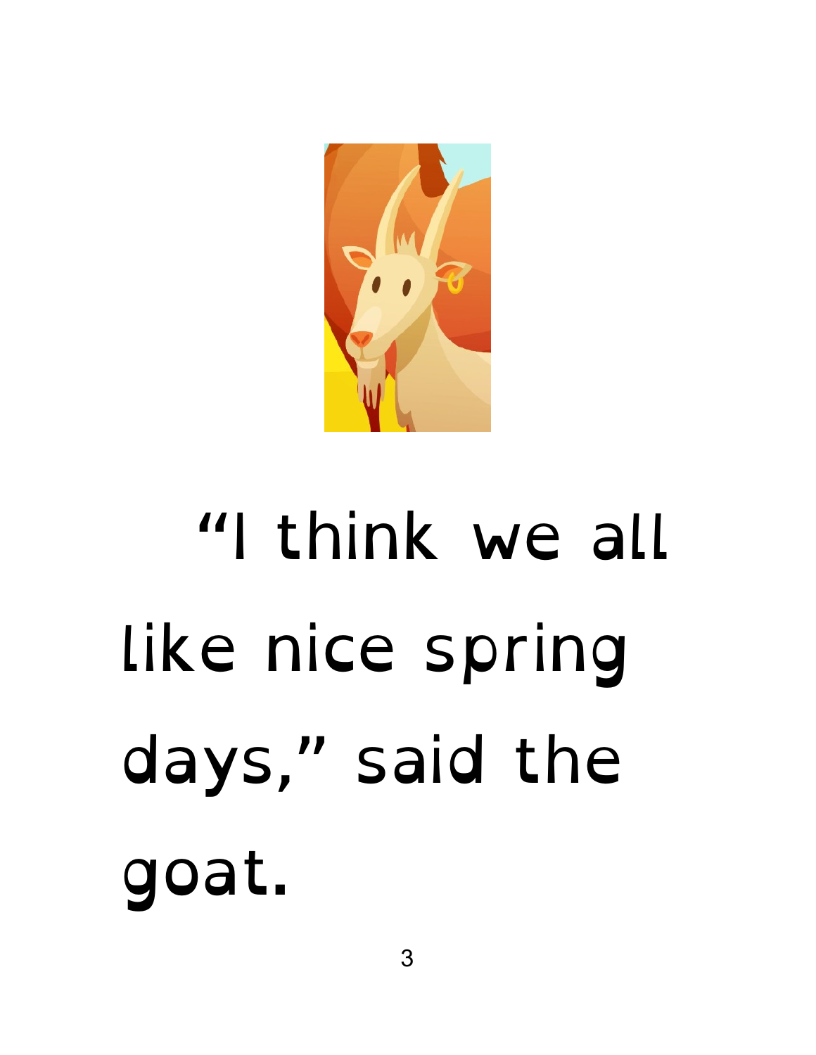“I think we all like nice spring days,” said the goat.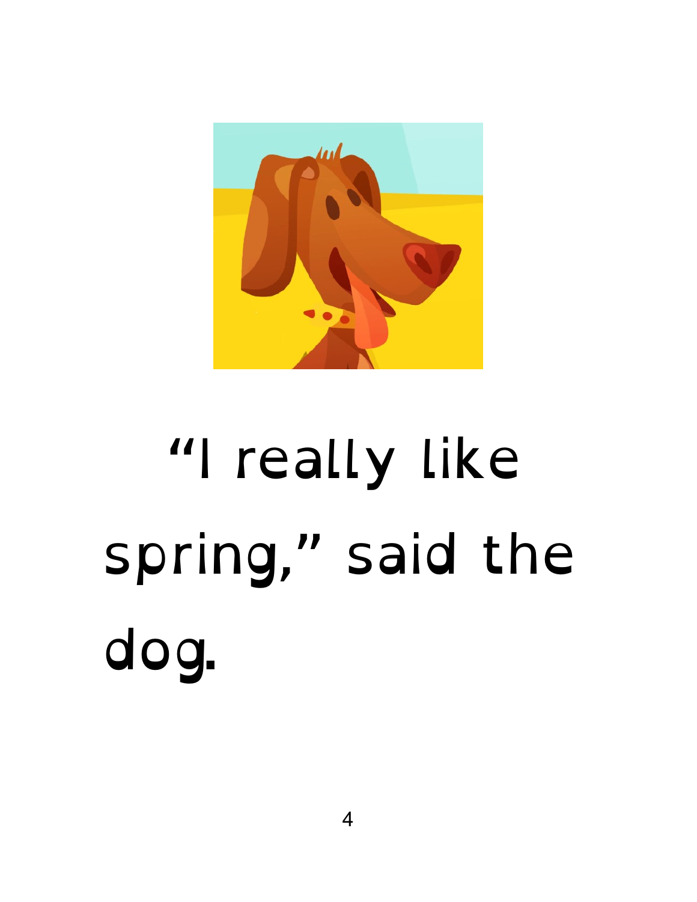“I really like spring,” said the dog.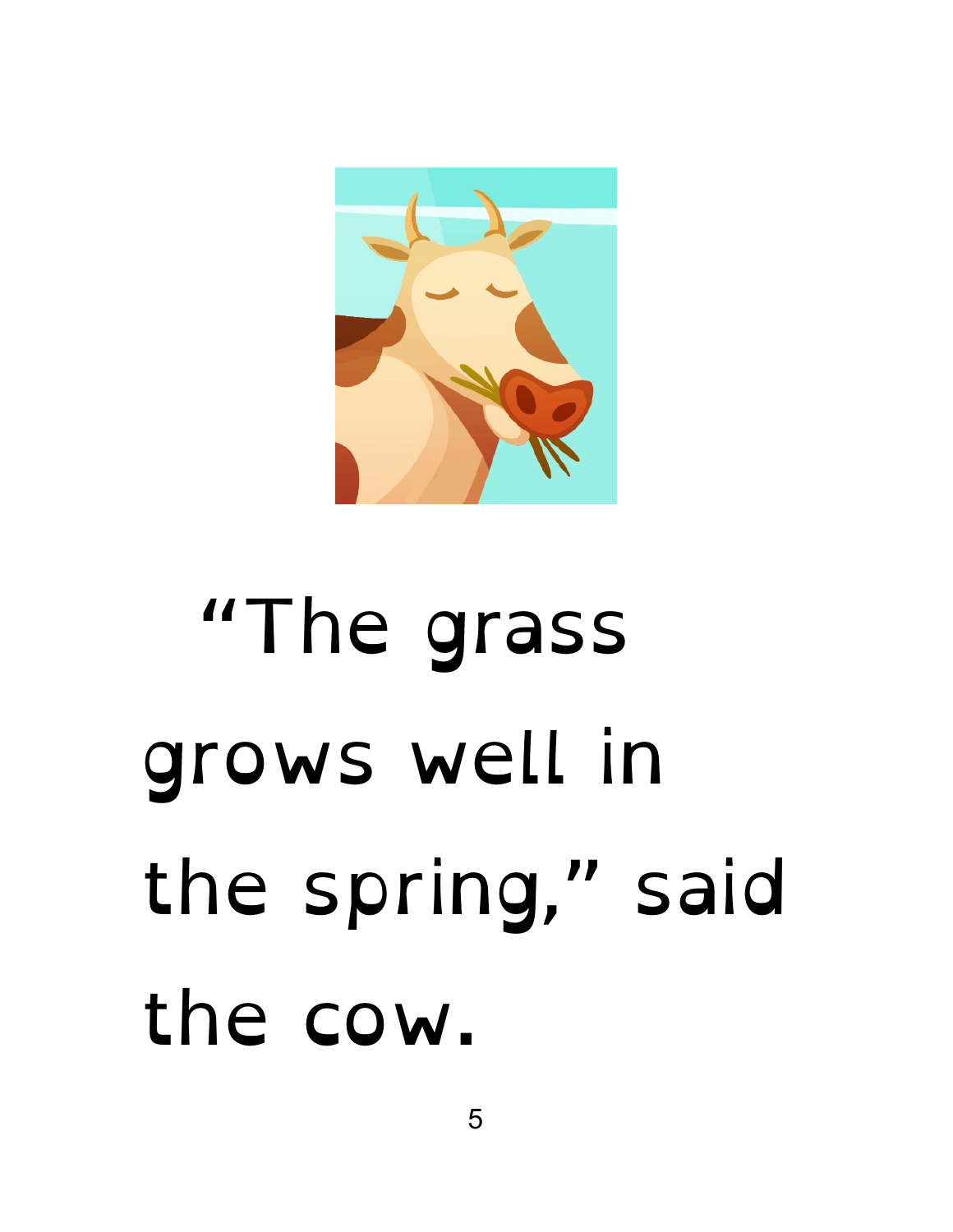"The grass grows well in the spring," said the cow.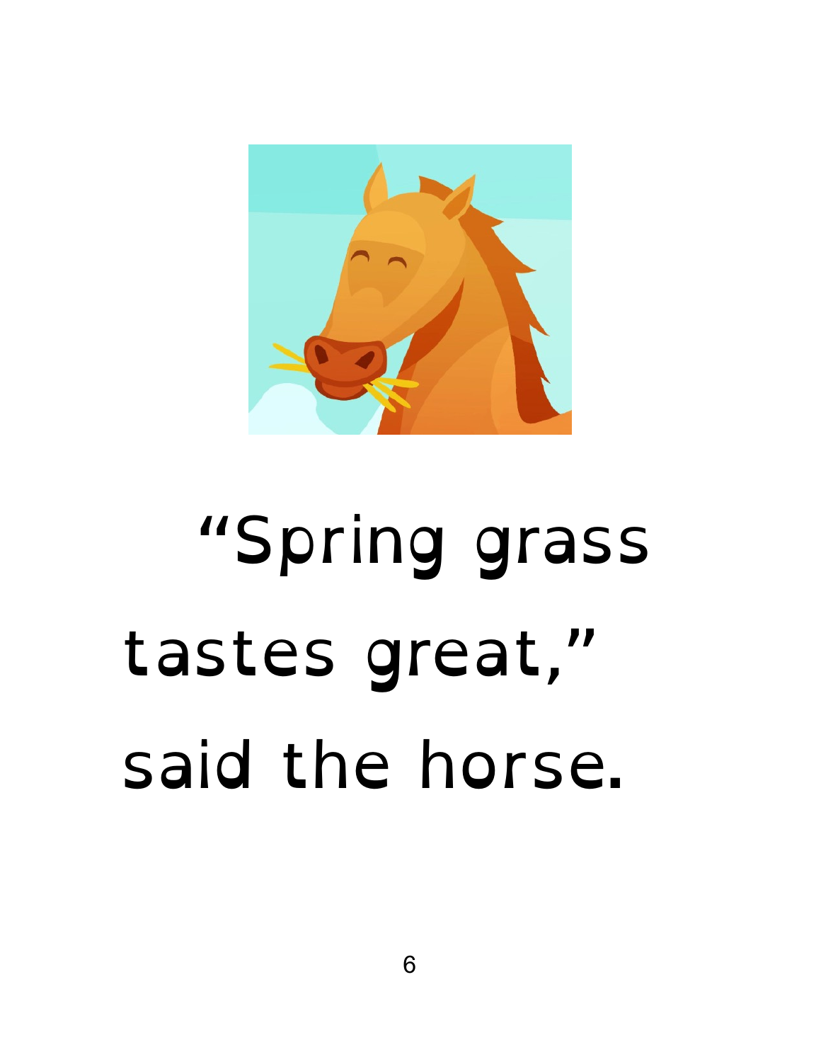"Spring grass tastes great," said the horse.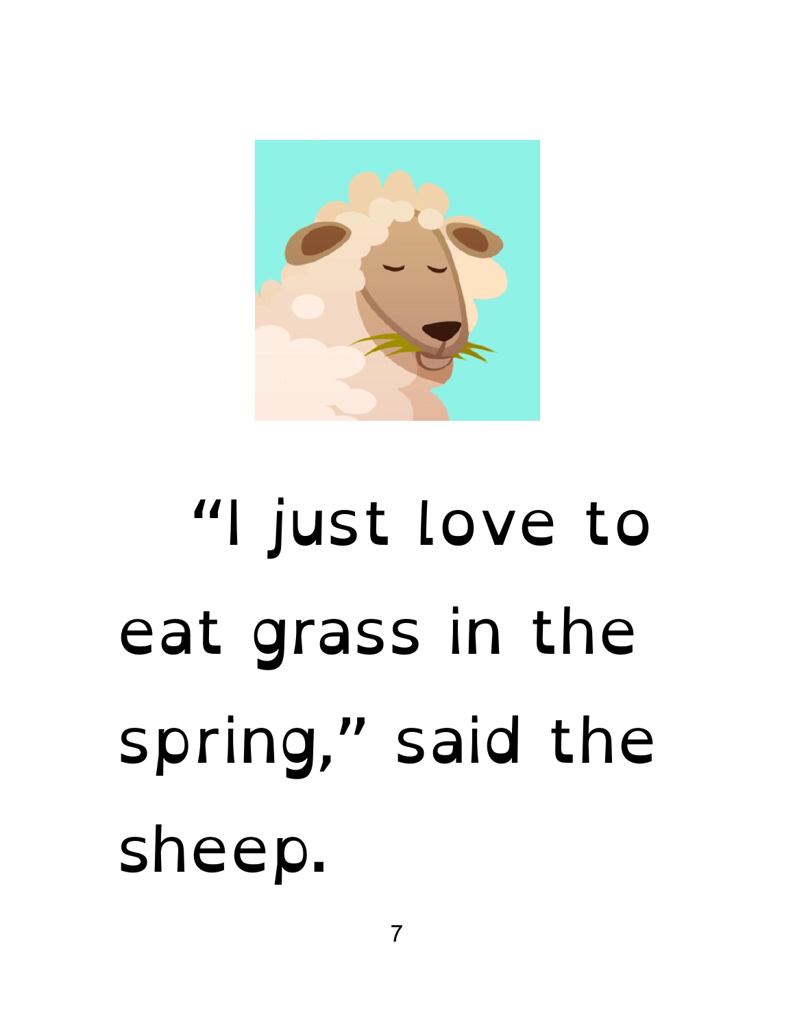"I just love to eat grass in the spring," said the sheep.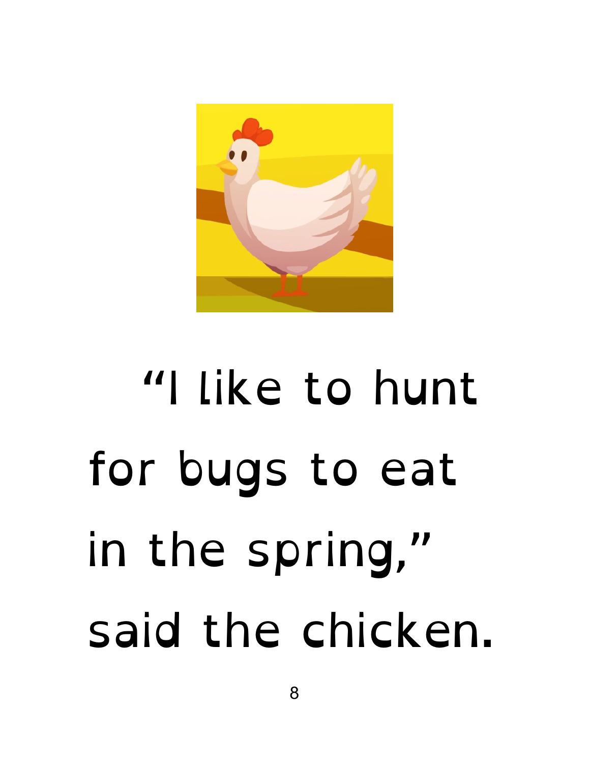"I like to hunt for bugs to eat in the spring," said the chicken.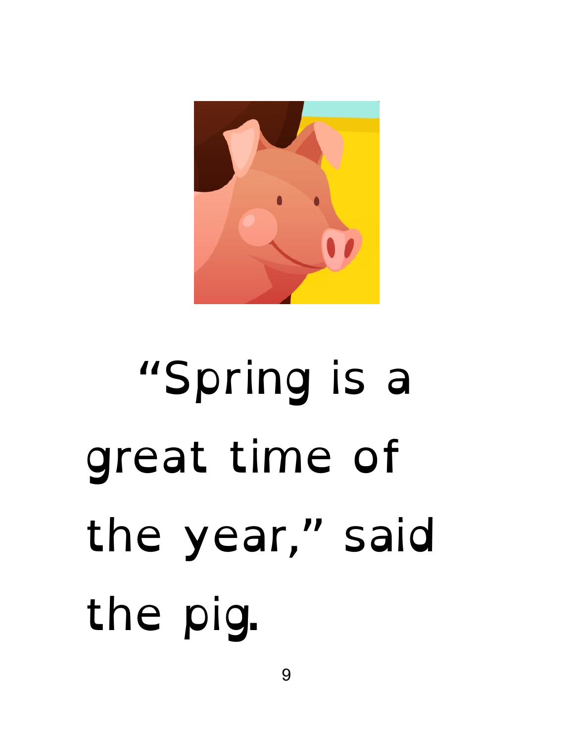"Spring is a great time of the year," said the pig.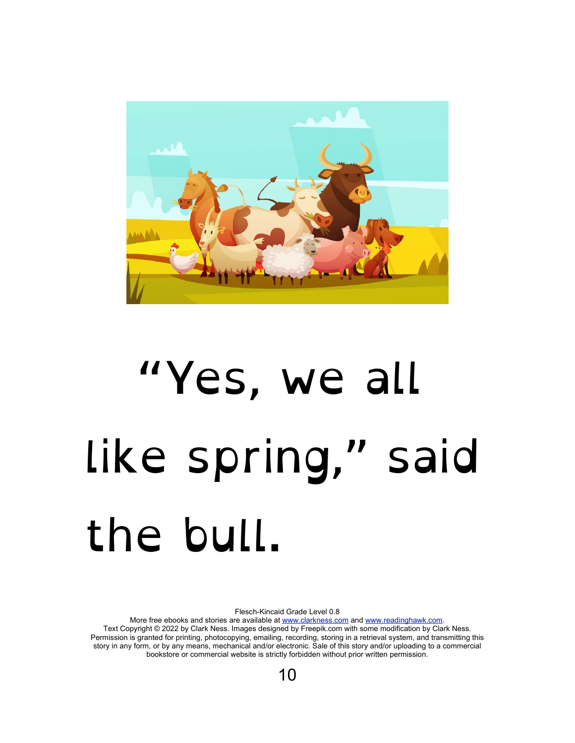"Yes, we all like spring," said the bull.

Flesch-Kincaid Grade Level 0.8
More free ebooks and stories are available at www.clarkness.com and www.readinghawk.com.
Text Copyright © 2022 by Clark Ness. Images designed by Freepik.com with some modification by Clark Ness.
Permission is granted for printing, photocopying, emailing, recording, storing in a retrieval system, and transmitting this story in any form, or by any means, mechanical and/or electronic. Sale of this story and/or uploading to a commercial bookstore or commercial website is strictly forbidden without prior written permission.